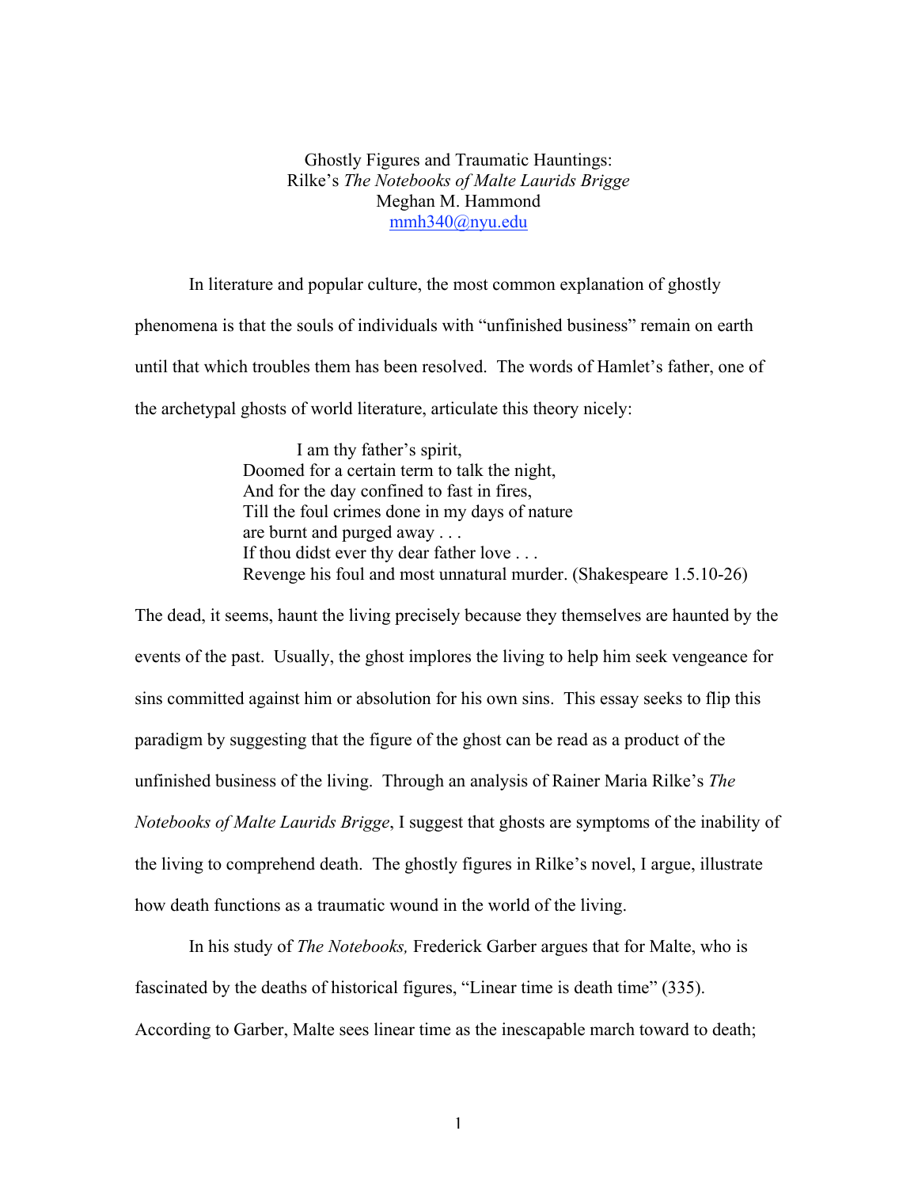# Ghostly Figures and Traumatic Hauntings: Rilke's *The Notebooks of Malte Laurids Brigge*

Meghan M. Hammond

mmh340@nyu.edu

In literature and popular culture, the most common explanation of ghostly phenomena is that the souls of individuals with "unfinished business" remain on earth until that which troubles them has been resolved. The words of Hamlet's father, one of the archetypal ghosts of world literature, articulate this theory nicely:

> I am thy father's spirit,
> Doomed for a certain term to talk the night,
> And for the day confined to fast in fires,
> Till the foul crimes done in my days of nature
> are burnt and purged away . . .
> If thou didst ever thy dear father love . . .
> Revenge his foul and most unnatural murder. (Shakespeare 1.5.10-26)

The dead, it seems, haunt the living precisely because they themselves are haunted by the events of the past. Usually, the ghost implores the living to help him seek vengeance for sins committed against him or absolution for his own sins. This essay seeks to flip this paradigm by suggesting that the figure of the ghost can be read as a product of the unfinished business of the living. Through an analysis of Rainer Maria Rilke's *The Notebooks of Malte Laurids Brigge*, I suggest that ghosts are symptoms of the inability of the living to comprehend death. The ghostly figures in Rilke's novel, I argue, illustrate how death functions as a traumatic wound in the world of the living.

In his study of *The Notebooks,* Frederick Garber argues that for Malte, who is fascinated by the deaths of historical figures, "Linear time is death time" (335). According to Garber, Malte sees linear time as the inescapable march toward to death;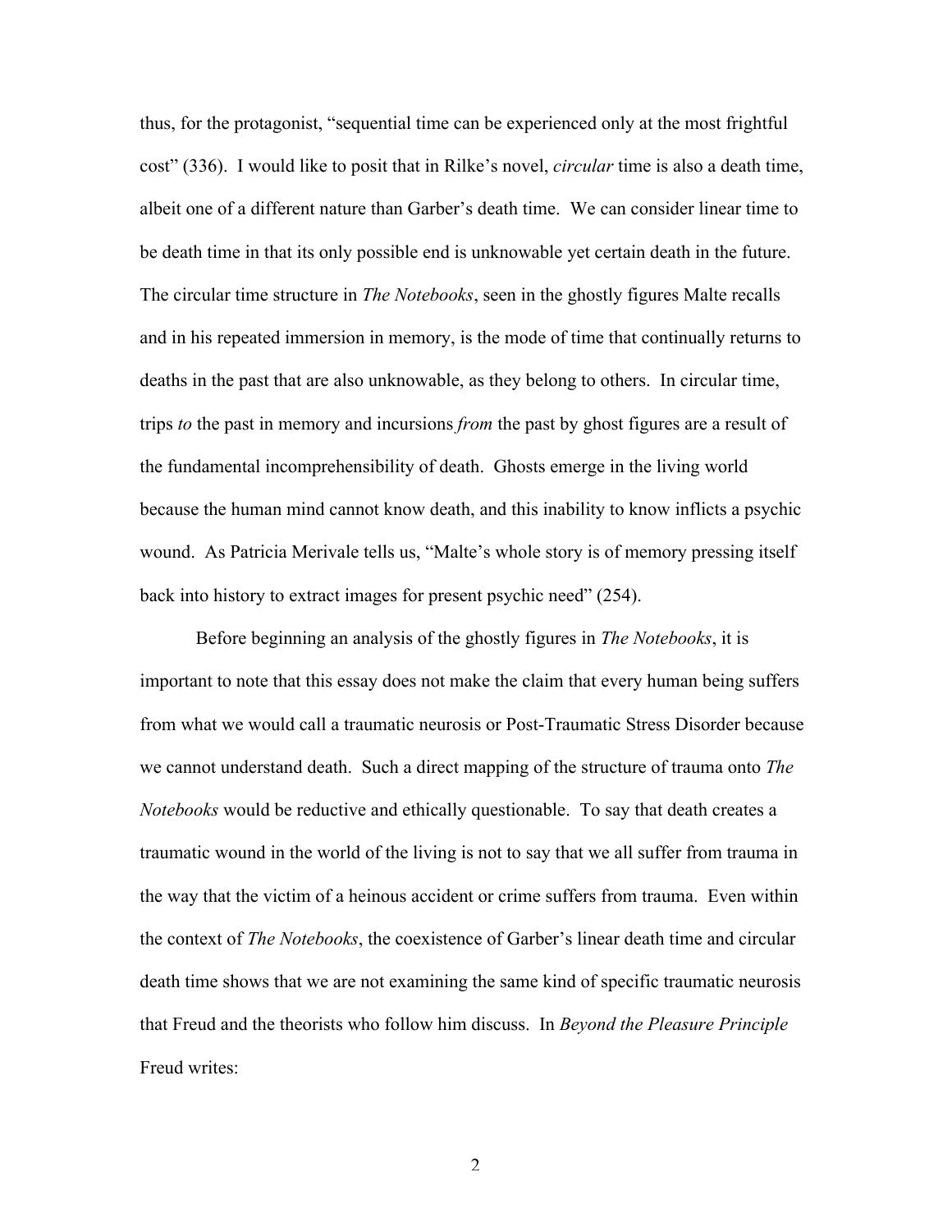thus, for the protagonist, "sequential time can be experienced only at the most frightful cost" (336). I would like to posit that in Rilke's novel, *circular* time is also a death time, albeit one of a different nature than Garber's death time. We can consider linear time to be death time in that its only possible end is unknowable yet certain death in the future. The circular time structure in *The Notebooks*, seen in the ghostly figures Malte recalls and in his repeated immersion in memory, is the mode of time that continually returns to deaths in the past that are also unknowable, as they belong to others. In circular time, trips *to* the past in memory and incursions *from* the past by ghost figures are a result of the fundamental incomprehensibility of death. Ghosts emerge in the living world because the human mind cannot know death, and this inability to know inflicts a psychic wound. As Patricia Merivale tells us, "Malte's whole story is of memory pressing itself back into history to extract images for present psychic need" (254).

Before beginning an analysis of the ghostly figures in *The Notebooks*, it is important to note that this essay does not make the claim that every human being suffers from what we would call a traumatic neurosis or Post-Traumatic Stress Disorder because we cannot understand death. Such a direct mapping of the structure of trauma onto *The Notebooks* would be reductive and ethically questionable. To say that death creates a traumatic wound in the world of the living is not to say that we all suffer from trauma in the way that the victim of a heinous accident or crime suffers from trauma. Even within the context of *The Notebooks*, the coexistence of Garber's linear death time and circular death time shows that we are not examining the same kind of specific traumatic neurosis that Freud and the theorists who follow him discuss. In *Beyond the Pleasure Principle* Freud writes: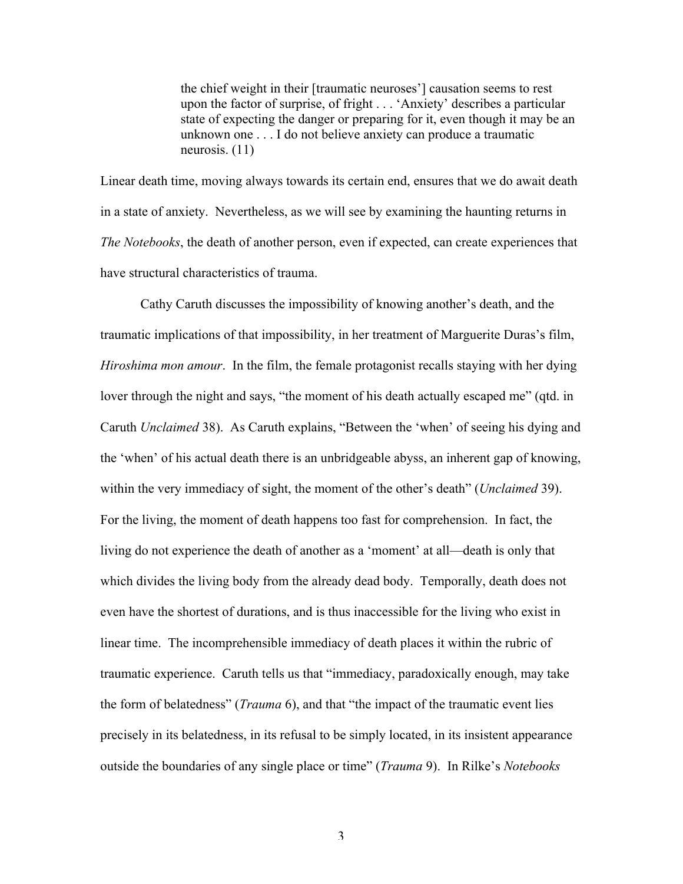> the chief weight in their [traumatic neuroses'] causation seems to rest upon the factor of surprise, of fright . . . 'Anxiety' describes a particular state of expecting the danger or preparing for it, even though it may be an unknown one . . . I do not believe anxiety can produce a traumatic neurosis. (11)

Linear death time, moving always towards its certain end, ensures that we do await death in a state of anxiety. Nevertheless, as we will see by examining the haunting returns in *The Notebooks*, the death of another person, even if expected, can create experiences that have structural characteristics of trauma.

Cathy Caruth discusses the impossibility of knowing another's death, and the traumatic implications of that impossibility, in her treatment of Marguerite Duras's film, *Hiroshima mon amour*. In the film, the female protagonist recalls staying with her dying lover through the night and says, "the moment of his death actually escaped me" (qtd. in Caruth *Unclaimed* 38). As Caruth explains, "Between the 'when' of seeing his dying and the 'when' of his actual death there is an unbridgeable abyss, an inherent gap of knowing, within the very immediacy of sight, the moment of the other's death" (*Unclaimed* 39). For the living, the moment of death happens too fast for comprehension. In fact, the living do not experience the death of another as a 'moment' at all—death is only that which divides the living body from the already dead body. Temporally, death does not even have the shortest of durations, and is thus inaccessible for the living who exist in linear time. The incomprehensible immediacy of death places it within the rubric of traumatic experience. Caruth tells us that "immediacy, paradoxically enough, may take the form of belatedness" (*Trauma* 6), and that "the impact of the traumatic event lies precisely in its belatedness, in its refusal to be simply located, in its insistent appearance outside the boundaries of any single place or time" (*Trauma* 9). In Rilke's *Notebooks*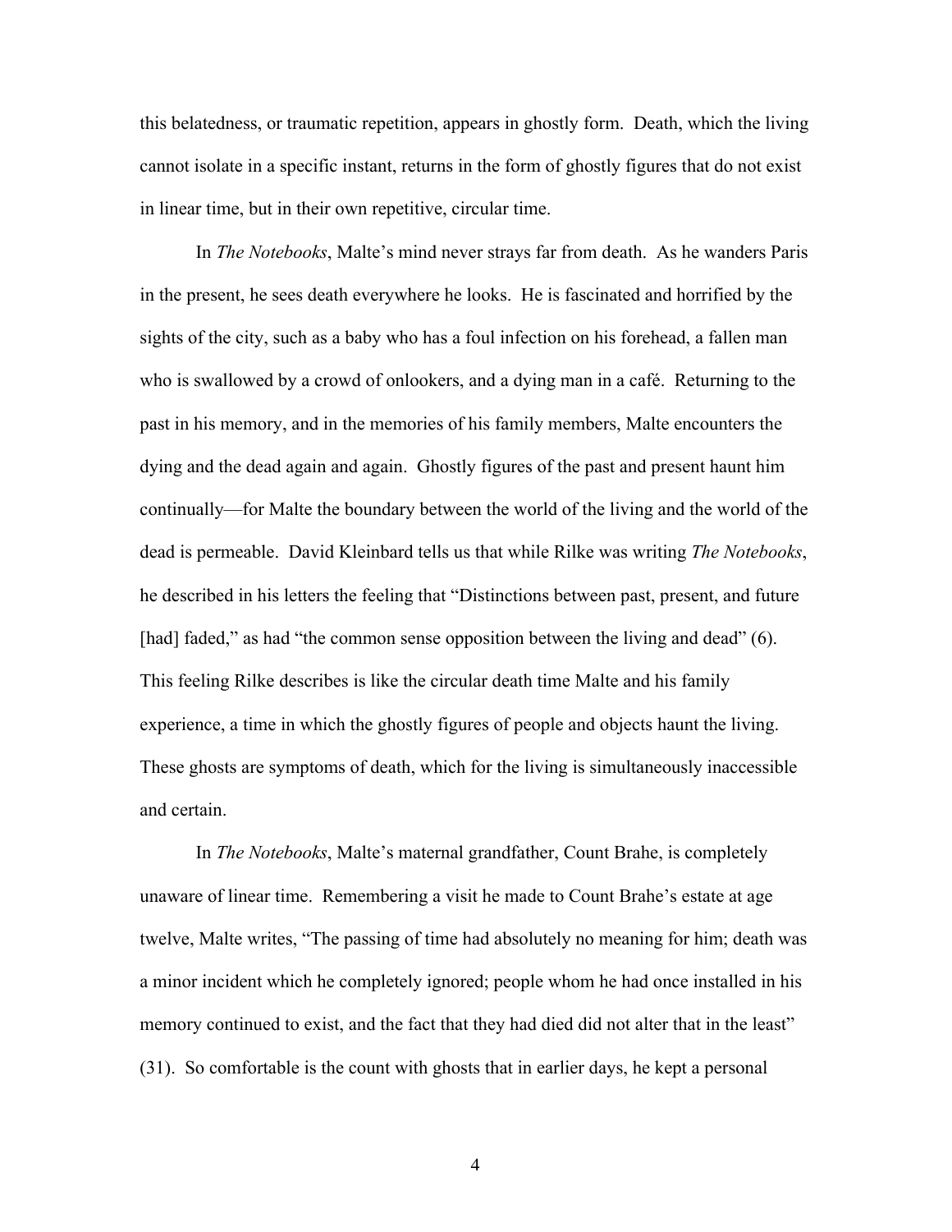this belatedness, or traumatic repetition, appears in ghostly form. Death, which the living cannot isolate in a specific instant, returns in the form of ghostly figures that do not exist in linear time, but in their own repetitive, circular time.

In *The Notebooks*, Malte's mind never strays far from death. As he wanders Paris in the present, he sees death everywhere he looks. He is fascinated and horrified by the sights of the city, such as a baby who has a foul infection on his forehead, a fallen man who is swallowed by a crowd of onlookers, and a dying man in a café. Returning to the past in his memory, and in the memories of his family members, Malte encounters the dying and the dead again and again. Ghostly figures of the past and present haunt him continually—for Malte the boundary between the world of the living and the world of the dead is permeable. David Kleinbard tells us that while Rilke was writing *The Notebooks*, he described in his letters the feeling that "Distinctions between past, present, and future [had] faded," as had "the common sense opposition between the living and dead" (6). This feeling Rilke describes is like the circular death time Malte and his family experience, a time in which the ghostly figures of people and objects haunt the living. These ghosts are symptoms of death, which for the living is simultaneously inaccessible and certain.

In *The Notebooks*, Malte's maternal grandfather, Count Brahe, is completely unaware of linear time. Remembering a visit he made to Count Brahe's estate at age twelve, Malte writes, "The passing of time had absolutely no meaning for him; death was a minor incident which he completely ignored; people whom he had once installed in his memory continued to exist, and the fact that they had died did not alter that in the least" (31). So comfortable is the count with ghosts that in earlier days, he kept a personal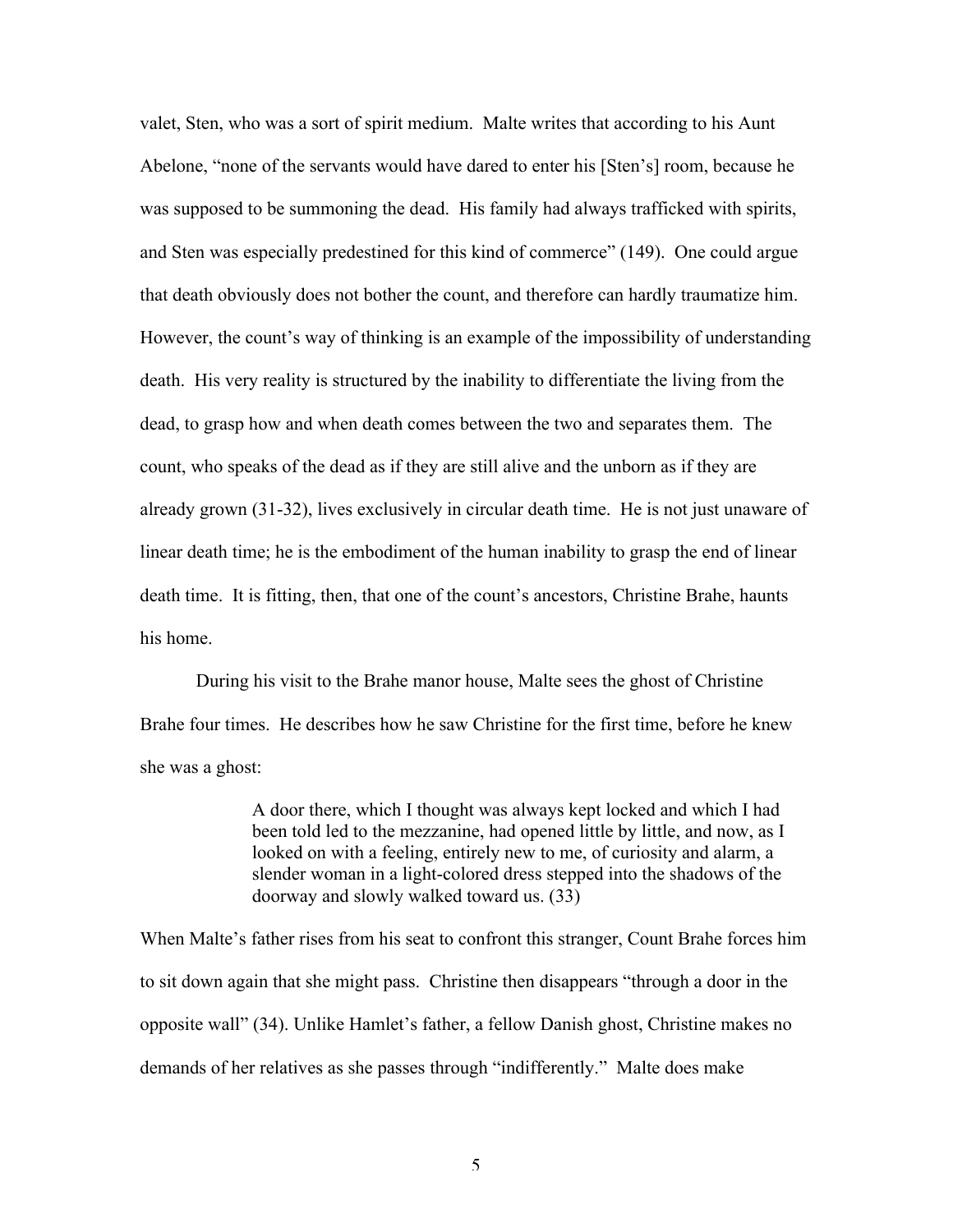valet, Sten, who was a sort of spirit medium. Malte writes that according to his Aunt Abelone, "none of the servants would have dared to enter his [Sten's] room, because he was supposed to be summoning the dead. His family had always trafficked with spirits, and Sten was especially predestined for this kind of commerce" (149). One could argue that death obviously does not bother the count, and therefore can hardly traumatize him. However, the count's way of thinking is an example of the impossibility of understanding death. His very reality is structured by the inability to differentiate the living from the dead, to grasp how and when death comes between the two and separates them. The count, who speaks of the dead as if they are still alive and the unborn as if they are already grown (31-32), lives exclusively in circular death time. He is not just unaware of linear death time; he is the embodiment of the human inability to grasp the end of linear death time. It is fitting, then, that one of the count's ancestors, Christine Brahe, haunts his home.

During his visit to the Brahe manor house, Malte sees the ghost of Christine Brahe four times. He describes how he saw Christine for the first time, before he knew she was a ghost:

> A door there, which I thought was always kept locked and which I had been told led to the mezzanine, had opened little by little, and now, as I looked on with a feeling, entirely new to me, of curiosity and alarm, a slender woman in a light-colored dress stepped into the shadows of the doorway and slowly walked toward us. (33)

When Malte's father rises from his seat to confront this stranger, Count Brahe forces him to sit down again that she might pass. Christine then disappears "through a door in the opposite wall" (34). Unlike Hamlet's father, a fellow Danish ghost, Christine makes no demands of her relatives as she passes through "indifferently." Malte does make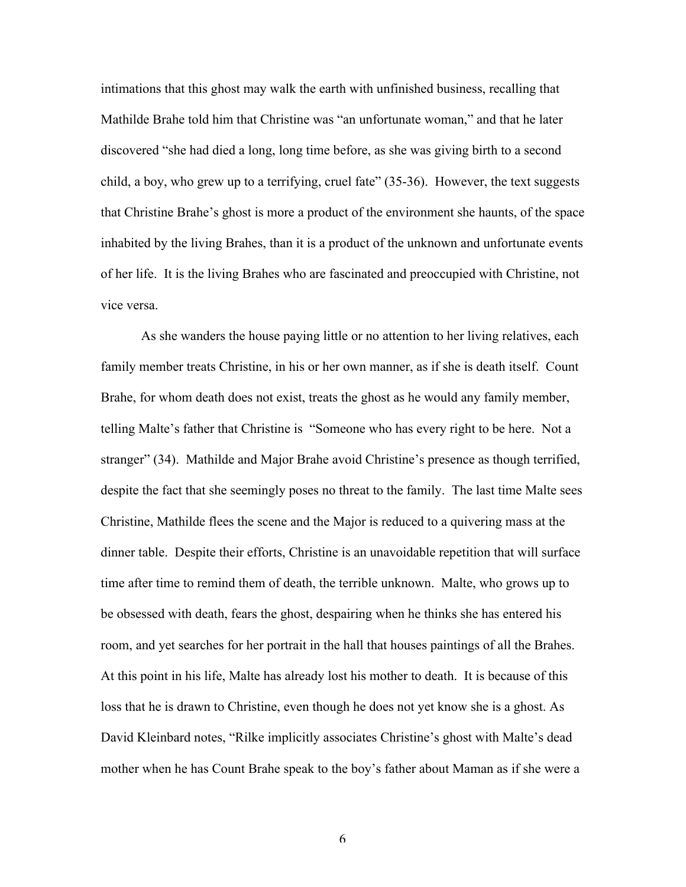intimations that this ghost may walk the earth with unfinished business, recalling that Mathilde Brahe told him that Christine was "an unfortunate woman," and that he later discovered "she had died a long, long time before, as she was giving birth to a second child, a boy, who grew up to a terrifying, cruel fate" (35-36). However, the text suggests that Christine Brahe's ghost is more a product of the environment she haunts, of the space inhabited by the living Brahes, than it is a product of the unknown and unfortunate events of her life. It is the living Brahes who are fascinated and preoccupied with Christine, not vice versa.

As she wanders the house paying little or no attention to her living relatives, each family member treats Christine, in his or her own manner, as if she is death itself. Count Brahe, for whom death does not exist, treats the ghost as he would any family member, telling Malte's father that Christine is "Someone who has every right to be here. Not a stranger" (34). Mathilde and Major Brahe avoid Christine's presence as though terrified, despite the fact that she seemingly poses no threat to the family. The last time Malte sees Christine, Mathilde flees the scene and the Major is reduced to a quivering mass at the dinner table. Despite their efforts, Christine is an unavoidable repetition that will surface time after time to remind them of death, the terrible unknown. Malte, who grows up to be obsessed with death, fears the ghost, despairing when he thinks she has entered his room, and yet searches for her portrait in the hall that houses paintings of all the Brahes. At this point in his life, Malte has already lost his mother to death. It is because of this loss that he is drawn to Christine, even though he does not yet know she is a ghost. As David Kleinbard notes, "Rilke implicitly associates Christine's ghost with Malte's dead mother when he has Count Brahe speak to the boy's father about Maman as if she were a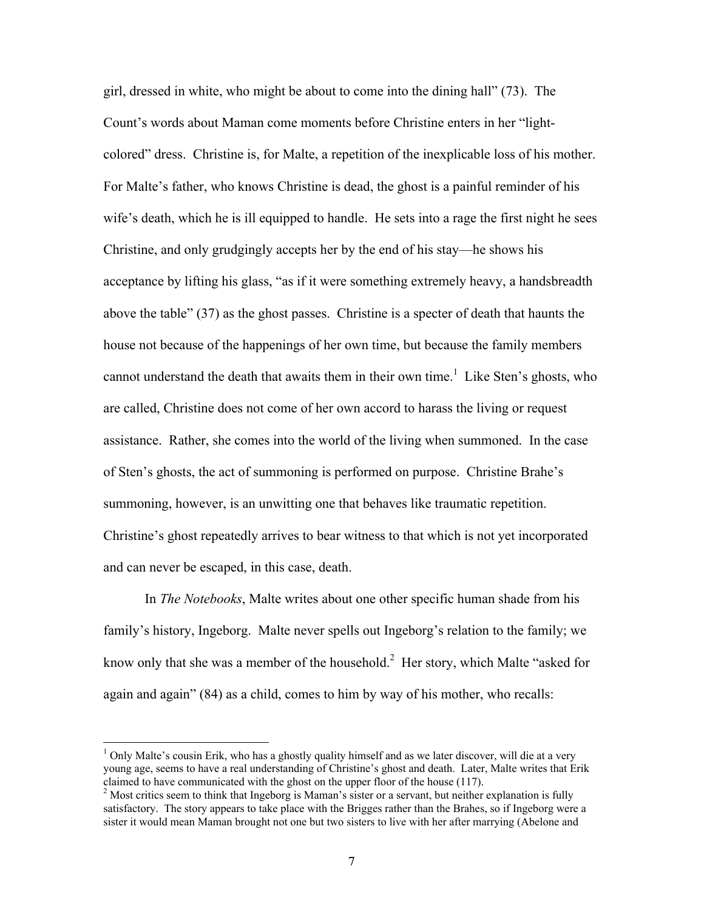girl, dressed in white, who might be about to come into the dining hall" (73). The Count's words about Maman come moments before Christine enters in her "light-colored" dress. Christine is, for Malte, a repetition of the inexplicable loss of his mother. For Malte's father, who knows Christine is dead, the ghost is a painful reminder of his wife's death, which he is ill equipped to handle. He sets into a rage the first night he sees Christine, and only grudgingly accepts her by the end of his stay—he shows his acceptance by lifting his glass, "as if it were something extremely heavy, a handsbreadth above the table" (37) as the ghost passes. Christine is a specter of death that haunts the house not because of the happenings of her own time, but because the family members cannot understand the death that awaits them in their own time.[1] Like Sten's ghosts, who are called, Christine does not come of her own accord to harass the living or request assistance. Rather, she comes into the world of the living when summoned. In the case of Sten's ghosts, the act of summoning is performed on purpose. Christine Brahe's summoning, however, is an unwitting one that behaves like traumatic repetition. Christine's ghost repeatedly arrives to bear witness to that which is not yet incorporated and can never be escaped, in this case, death.

In *The Notebooks*, Malte writes about one other specific human shade from his family's history, Ingeborg. Malte never spells out Ingeborg's relation to the family; we know only that she was a member of the household.[2] Her story, which Malte "asked for again and again" (84) as a child, comes to him by way of his mother, who recalls:

---

[1] Only Malte's cousin Erik, who has a ghostly quality himself and as we later discover, will die at a very young age, seems to have a real understanding of Christine's ghost and death. Later, Malte writes that Erik claimed to have communicated with the ghost on the upper floor of the house (117).

[2] Most critics seem to think that Ingeborg is Maman's sister or a servant, but neither explanation is fully satisfactory. The story appears to take place with the Brigges rather than the Brahes, so if Ingeborg were a sister it would mean Maman brought not one but two sisters to live with her after marrying (Abelone and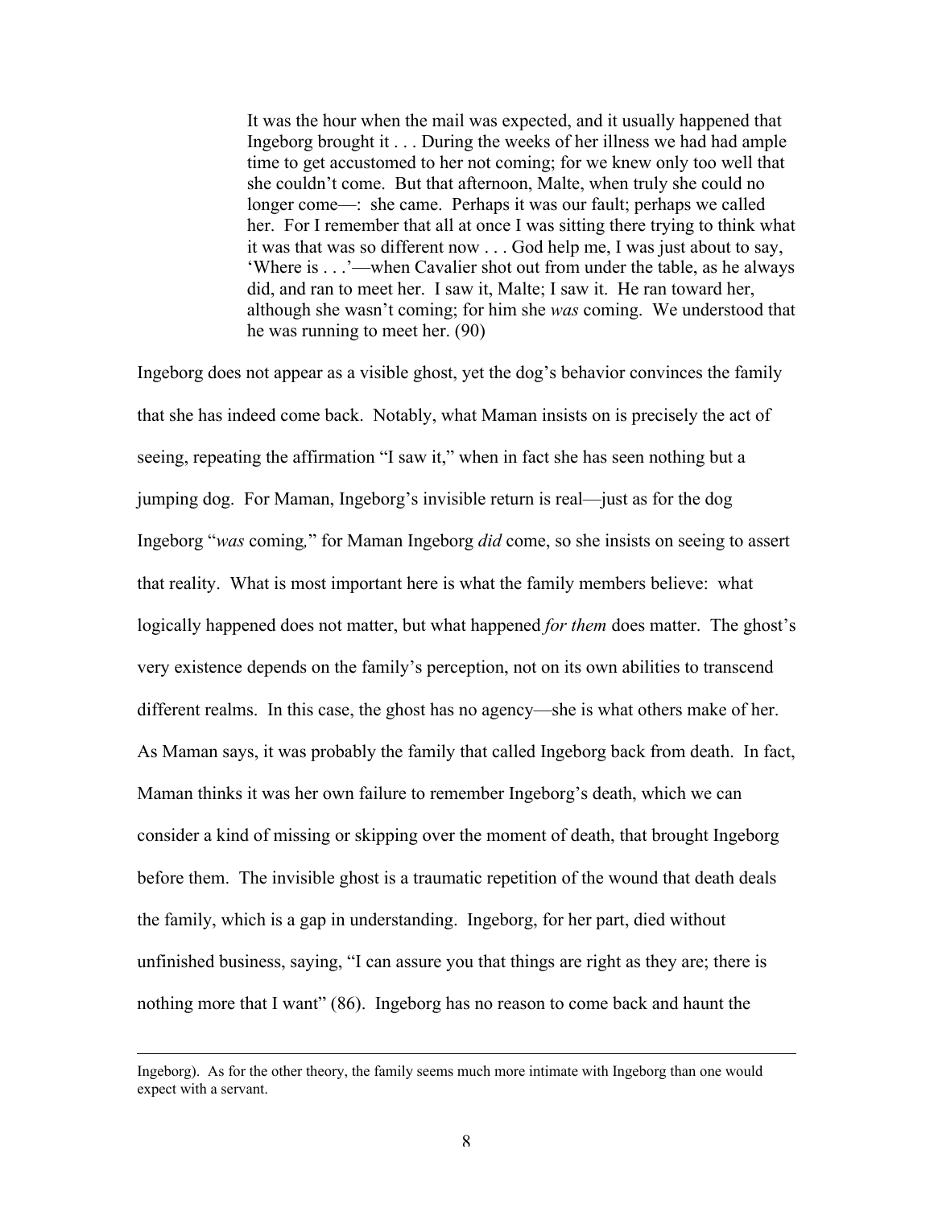> It was the hour when the mail was expected, and it usually happened that Ingeborg brought it . . . During the weeks of her illness we had had ample time to get accustomed to her not coming; for we knew only too well that she couldn't come. But that afternoon, Malte, when truly she could no longer come—: she came. Perhaps it was our fault; perhaps we called her. For I remember that all at once I was sitting there trying to think what it was that was so different now . . . God help me, I was just about to say, 'Where is . . .'—when Cavalier shot out from under the table, as he always did, and ran to meet her. I saw it, Malte; I saw it. He ran toward her, although she wasn't coming; for him she *was* coming. We understood that he was running to meet her. (90)

Ingeborg does not appear as a visible ghost, yet the dog's behavior convinces the family that she has indeed come back. Notably, what Maman insists on is precisely the act of seeing, repeating the affirmation "I saw it," when in fact she has seen nothing but a jumping dog. For Maman, Ingeborg's invisible return is real—just as for the dog Ingeborg "*was* coming*,*" for Maman Ingeborg *did* come, so she insists on seeing to assert that reality. What is most important here is what the family members believe: what logically happened does not matter, but what happened *for them* does matter. The ghost's very existence depends on the family's perception, not on its own abilities to transcend different realms. In this case, the ghost has no agency—she is what others make of her. As Maman says, it was probably the family that called Ingeborg back from death. In fact, Maman thinks it was her own failure to remember Ingeborg's death, which we can consider a kind of missing or skipping over the moment of death, that brought Ingeborg before them. The invisible ghost is a traumatic repetition of the wound that death deals the family, which is a gap in understanding. Ingeborg, for her part, died without unfinished business, saying, "I can assure you that things are right as they are; there is nothing more that I want" (86). Ingeborg has no reason to come back and haunt the

---

Ingeborg). As for the other theory, the family seems much more intimate with Ingeborg than one would expect with a servant.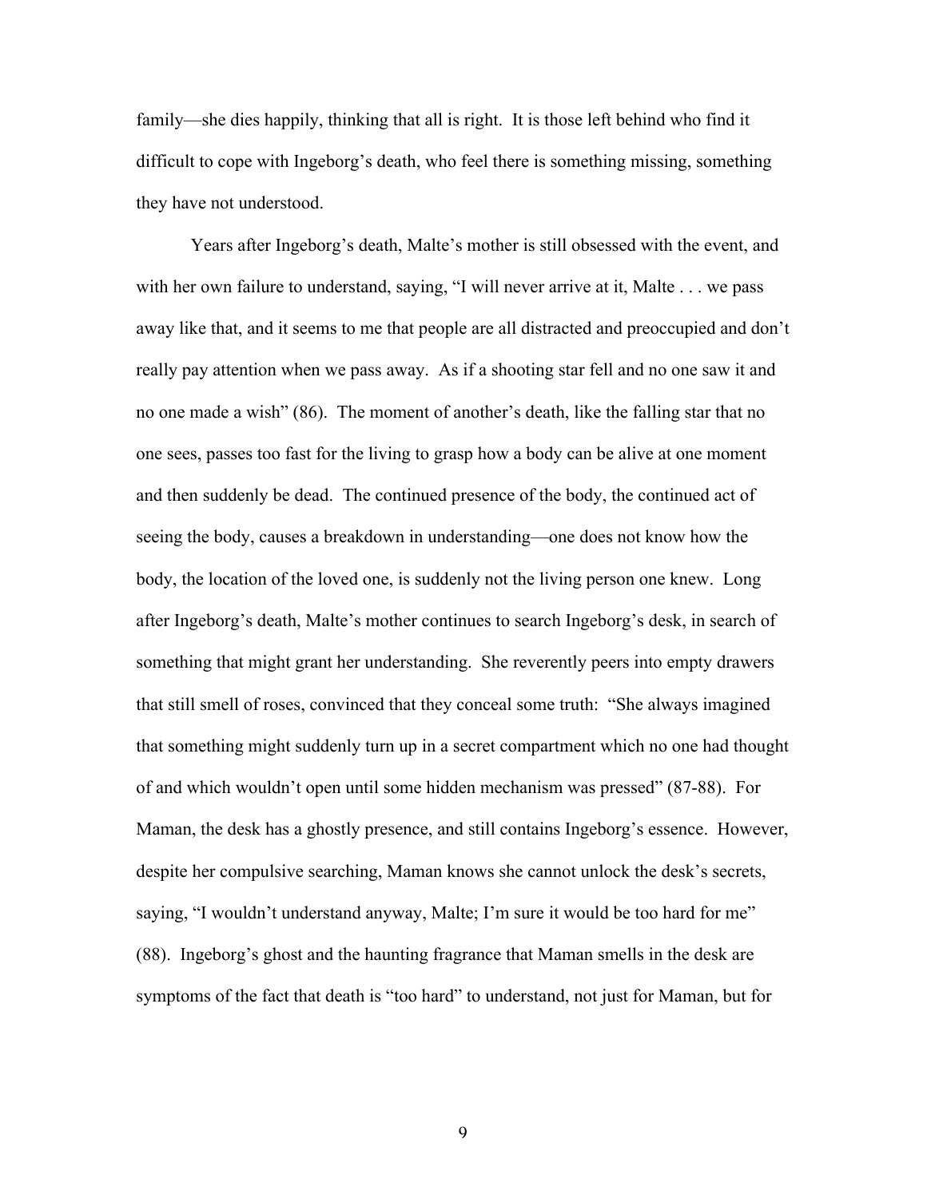family—she dies happily, thinking that all is right. It is those left behind who find it difficult to cope with Ingeborg's death, who feel there is something missing, something they have not understood.

Years after Ingeborg's death, Malte's mother is still obsessed with the event, and with her own failure to understand, saying, "I will never arrive at it, Malte . . . we pass away like that, and it seems to me that people are all distracted and preoccupied and don't really pay attention when we pass away. As if a shooting star fell and no one saw it and no one made a wish" (86). The moment of another's death, like the falling star that no one sees, passes too fast for the living to grasp how a body can be alive at one moment and then suddenly be dead. The continued presence of the body, the continued act of seeing the body, causes a breakdown in understanding—one does not know how the body, the location of the loved one, is suddenly not the living person one knew. Long after Ingeborg's death, Malte's mother continues to search Ingeborg's desk, in search of something that might grant her understanding. She reverently peers into empty drawers that still smell of roses, convinced that they conceal some truth: "She always imagined that something might suddenly turn up in a secret compartment which no one had thought of and which wouldn't open until some hidden mechanism was pressed" (87-88). For Maman, the desk has a ghostly presence, and still contains Ingeborg's essence. However, despite her compulsive searching, Maman knows she cannot unlock the desk's secrets, saying, "I wouldn't understand anyway, Malte; I'm sure it would be too hard for me" (88). Ingeborg's ghost and the haunting fragrance that Maman smells in the desk are symptoms of the fact that death is "too hard" to understand, not just for Maman, but for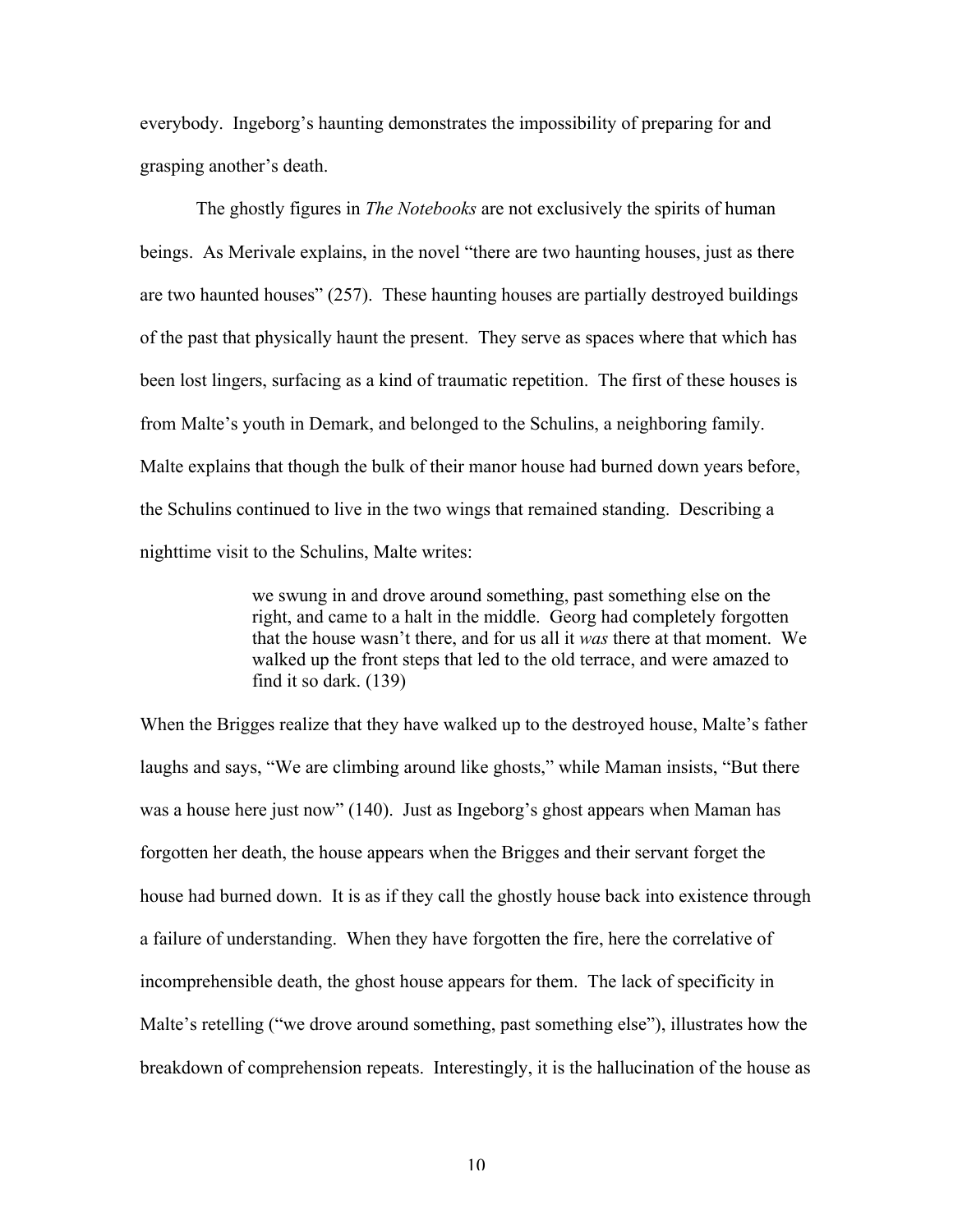everybody. Ingeborg's haunting demonstrates the impossibility of preparing for and grasping another's death.

The ghostly figures in *The Notebooks* are not exclusively the spirits of human beings. As Merivale explains, in the novel "there are two haunting houses, just as there are two haunted houses" (257). These haunting houses are partially destroyed buildings of the past that physically haunt the present. They serve as spaces where that which has been lost lingers, surfacing as a kind of traumatic repetition. The first of these houses is from Malte's youth in Demark, and belonged to the Schulins, a neighboring family. Malte explains that though the bulk of their manor house had burned down years before, the Schulins continued to live in the two wings that remained standing. Describing a nighttime visit to the Schulins, Malte writes:

> we swung in and drove around something, past something else on the right, and came to a halt in the middle. Georg had completely forgotten that the house wasn't there, and for us all it *was* there at that moment. We walked up the front steps that led to the old terrace, and were amazed to find it so dark. (139)

When the Brigges realize that they have walked up to the destroyed house, Malte's father laughs and says, "We are climbing around like ghosts," while Maman insists, "But there was a house here just now" (140). Just as Ingeborg's ghost appears when Maman has forgotten her death, the house appears when the Brigges and their servant forget the house had burned down. It is as if they call the ghostly house back into existence through a failure of understanding. When they have forgotten the fire, here the correlative of incomprehensible death, the ghost house appears for them. The lack of specificity in Malte's retelling ("we drove around something, past something else"), illustrates how the breakdown of comprehension repeats. Interestingly, it is the hallucination of the house as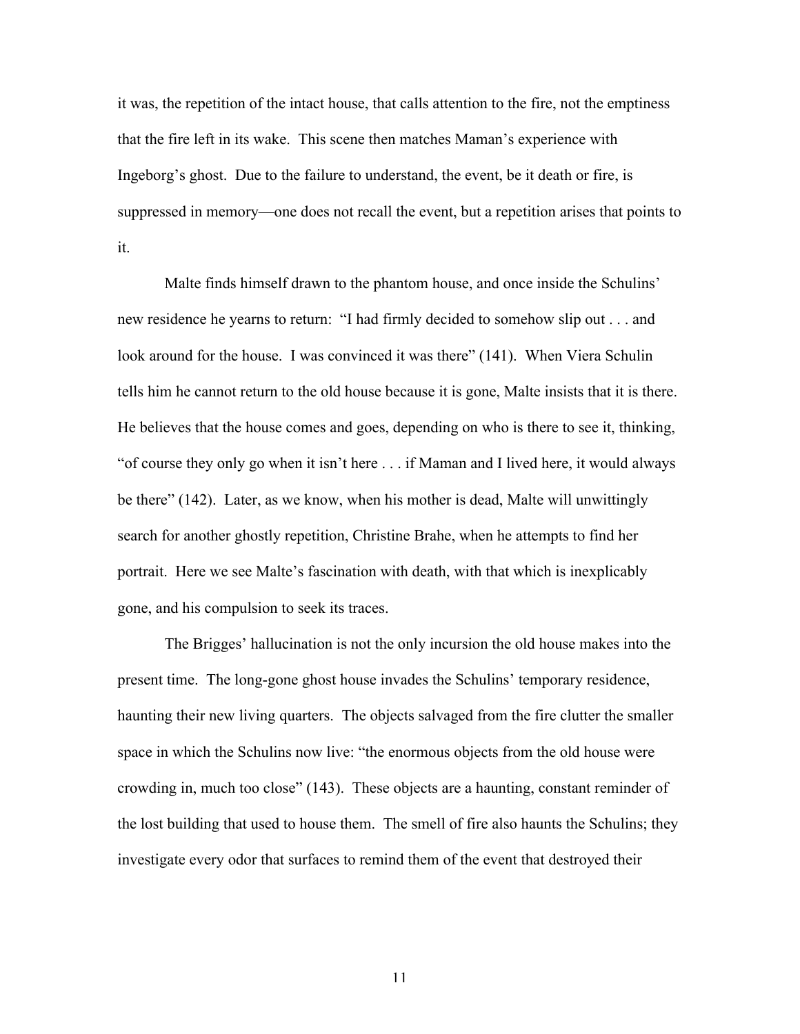it was, the repetition of the intact house, that calls attention to the fire, not the emptiness that the fire left in its wake. This scene then matches Maman's experience with Ingeborg's ghost. Due to the failure to understand, the event, be it death or fire, is suppressed in memory—one does not recall the event, but a repetition arises that points to it.

Malte finds himself drawn to the phantom house, and once inside the Schulins' new residence he yearns to return: "I had firmly decided to somehow slip out . . . and look around for the house. I was convinced it was there" (141). When Viera Schulin tells him he cannot return to the old house because it is gone, Malte insists that it is there. He believes that the house comes and goes, depending on who is there to see it, thinking, "of course they only go when it isn't here . . . if Maman and I lived here, it would always be there" (142). Later, as we know, when his mother is dead, Malte will unwittingly search for another ghostly repetition, Christine Brahe, when he attempts to find her portrait. Here we see Malte's fascination with death, with that which is inexplicably gone, and his compulsion to seek its traces.

The Brigges' hallucination is not the only incursion the old house makes into the present time. The long-gone ghost house invades the Schulins' temporary residence, haunting their new living quarters. The objects salvaged from the fire clutter the smaller space in which the Schulins now live: "the enormous objects from the old house were crowding in, much too close" (143). These objects are a haunting, constant reminder of the lost building that used to house them. The smell of fire also haunts the Schulins; they investigate every odor that surfaces to remind them of the event that destroyed their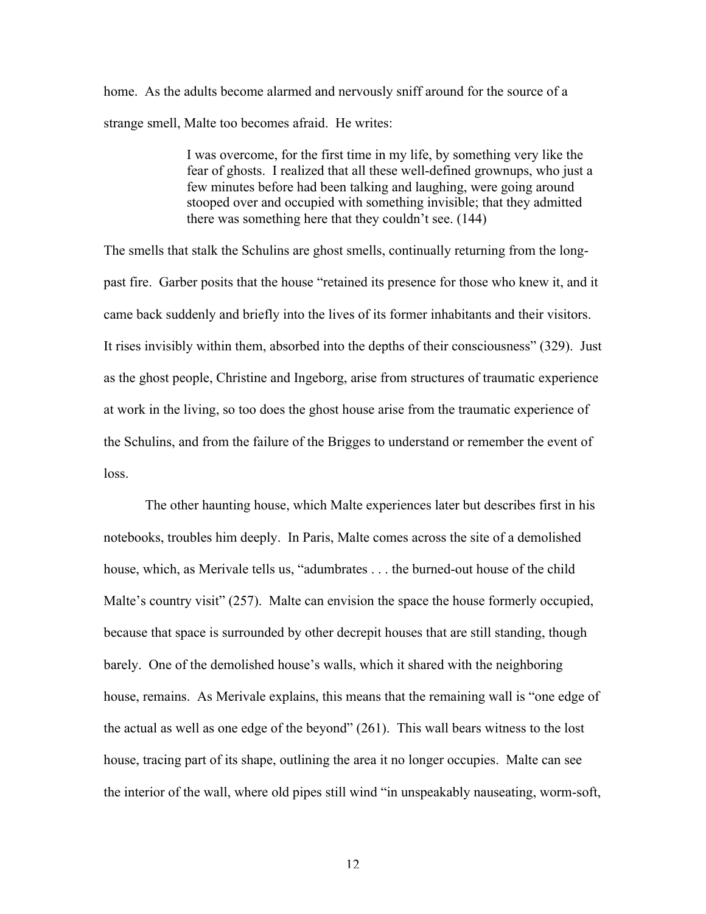home. As the adults become alarmed and nervously sniff around for the source of a strange smell, Malte too becomes afraid. He writes:

> I was overcome, for the first time in my life, by something very like the fear of ghosts. I realized that all these well-defined grownups, who just a few minutes before had been talking and laughing, were going around stooped over and occupied with something invisible; that they admitted there was something here that they couldn't see. (144)

The smells that stalk the Schulins are ghost smells, continually returning from the long-past fire. Garber posits that the house "retained its presence for those who knew it, and it came back suddenly and briefly into the lives of its former inhabitants and their visitors. It rises invisibly within them, absorbed into the depths of their consciousness" (329). Just as the ghost people, Christine and Ingeborg, arise from structures of traumatic experience at work in the living, so too does the ghost house arise from the traumatic experience of the Schulins, and from the failure of the Brigges to understand or remember the event of loss.

The other haunting house, which Malte experiences later but describes first in his notebooks, troubles him deeply. In Paris, Malte comes across the site of a demolished house, which, as Merivale tells us, "adumbrates . . . the burned-out house of the child Malte's country visit" (257). Malte can envision the space the house formerly occupied, because that space is surrounded by other decrepit houses that are still standing, though barely. One of the demolished house's walls, which it shared with the neighboring house, remains. As Merivale explains, this means that the remaining wall is "one edge of the actual as well as one edge of the beyond" (261). This wall bears witness to the lost house, tracing part of its shape, outlining the area it no longer occupies. Malte can see the interior of the wall, where old pipes still wind "in unspeakably nauseating, worm-soft,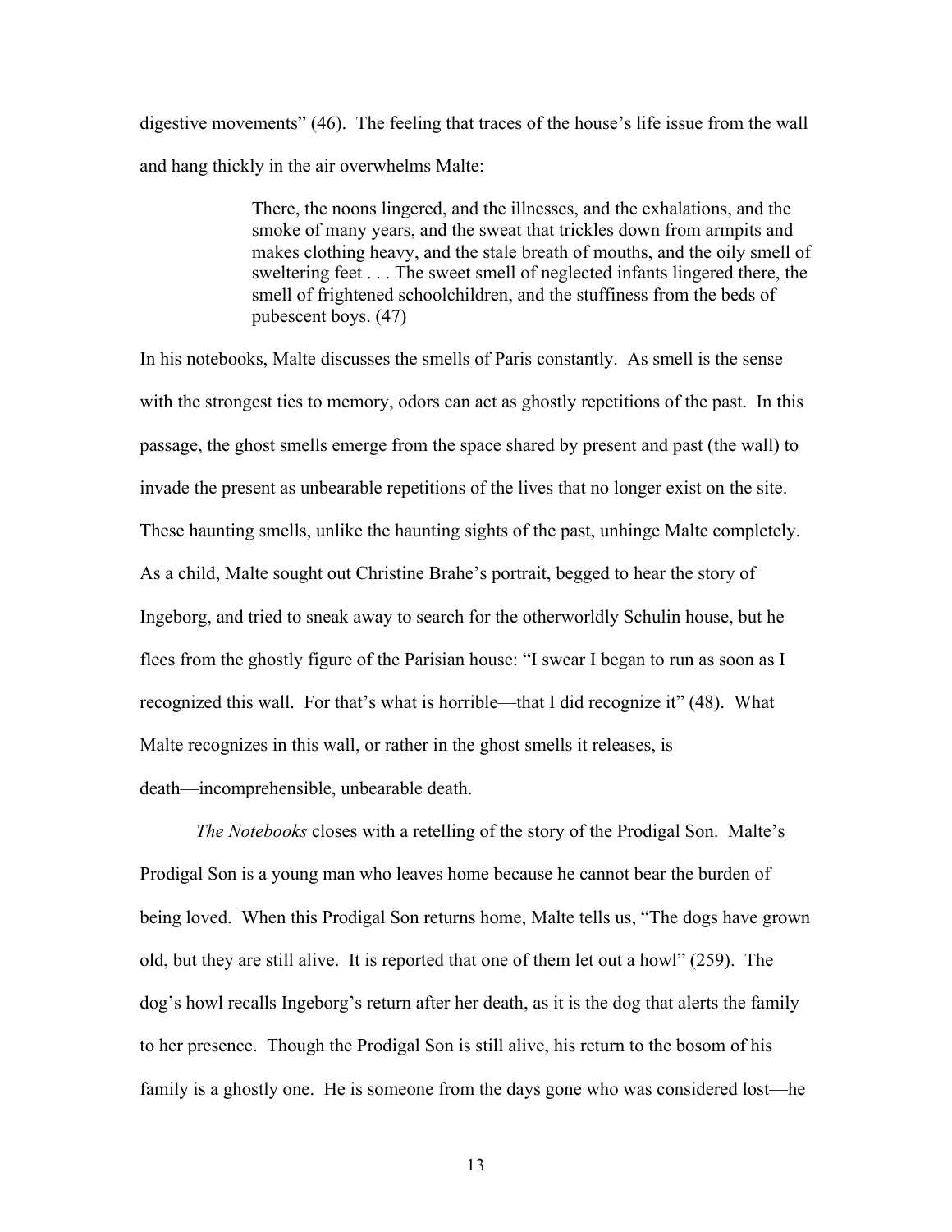digestive movements" (46). The feeling that traces of the house's life issue from the wall and hang thickly in the air overwhelms Malte:

> There, the noons lingered, and the illnesses, and the exhalations, and the smoke of many years, and the sweat that trickles down from armpits and makes clothing heavy, and the stale breath of mouths, and the oily smell of sweltering feet . . . The sweet smell of neglected infants lingered there, the smell of frightened schoolchildren, and the stuffiness from the beds of pubescent boys. (47)

In his notebooks, Malte discusses the smells of Paris constantly. As smell is the sense with the strongest ties to memory, odors can act as ghostly repetitions of the past. In this passage, the ghost smells emerge from the space shared by present and past (the wall) to invade the present as unbearable repetitions of the lives that no longer exist on the site. These haunting smells, unlike the haunting sights of the past, unhinge Malte completely. As a child, Malte sought out Christine Brahe's portrait, begged to hear the story of Ingeborg, and tried to sneak away to search for the otherworldly Schulin house, but he flees from the ghostly figure of the Parisian house: "I swear I began to run as soon as I recognized this wall. For that's what is horrible—that I did recognize it" (48). What Malte recognizes in this wall, or rather in the ghost smells it releases, is death—incomprehensible, unbearable death.

*The Notebooks* closes with a retelling of the story of the Prodigal Son. Malte's Prodigal Son is a young man who leaves home because he cannot bear the burden of being loved. When this Prodigal Son returns home, Malte tells us, "The dogs have grown old, but they are still alive. It is reported that one of them let out a howl" (259). The dog's howl recalls Ingeborg's return after her death, as it is the dog that alerts the family to her presence. Though the Prodigal Son is still alive, his return to the bosom of his family is a ghostly one. He is someone from the days gone who was considered lost—he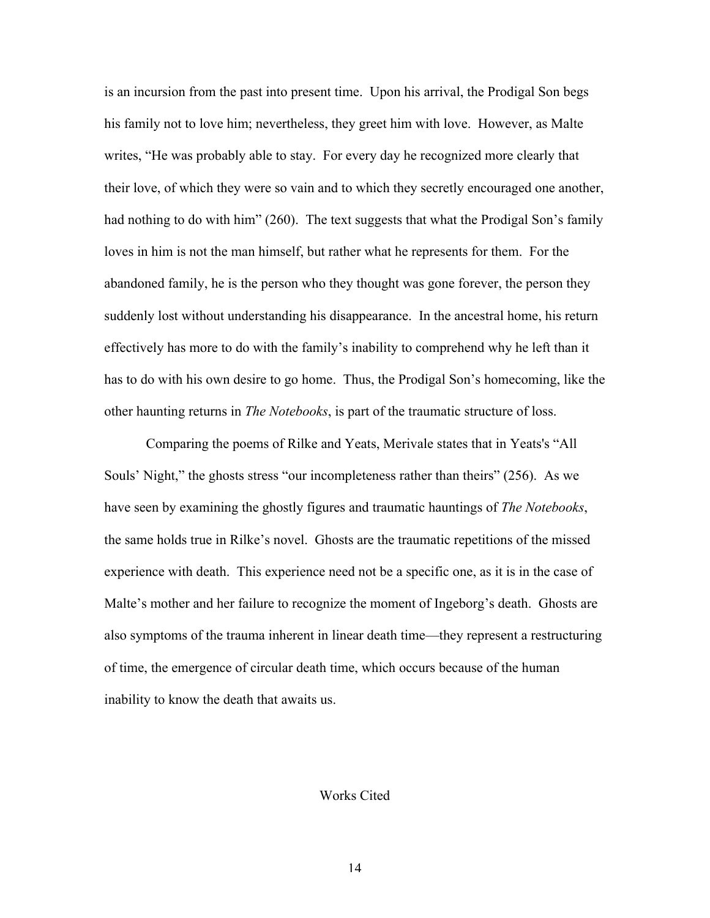is an incursion from the past into present time. Upon his arrival, the Prodigal Son begs his family not to love him; nevertheless, they greet him with love. However, as Malte writes, "He was probably able to stay. For every day he recognized more clearly that their love, of which they were so vain and to which they secretly encouraged one another, had nothing to do with him" (260). The text suggests that what the Prodigal Son's family loves in him is not the man himself, but rather what he represents for them. For the abandoned family, he is the person who they thought was gone forever, the person they suddenly lost without understanding his disappearance. In the ancestral home, his return effectively has more to do with the family's inability to comprehend why he left than it has to do with his own desire to go home. Thus, the Prodigal Son's homecoming, like the other haunting returns in *The Notebooks*, is part of the traumatic structure of loss.

Comparing the poems of Rilke and Yeats, Merivale states that in Yeats's "All Souls' Night," the ghosts stress "our incompleteness rather than theirs" (256). As we have seen by examining the ghostly figures and traumatic hauntings of *The Notebooks*, the same holds true in Rilke's novel. Ghosts are the traumatic repetitions of the missed experience with death. This experience need not be a specific one, as it is in the case of Malte's mother and her failure to recognize the moment of Ingeborg's death. Ghosts are also symptoms of the trauma inherent in linear death time—they represent a restructuring of time, the emergence of circular death time, which occurs because of the human inability to know the death that awaits us.

## Works Cited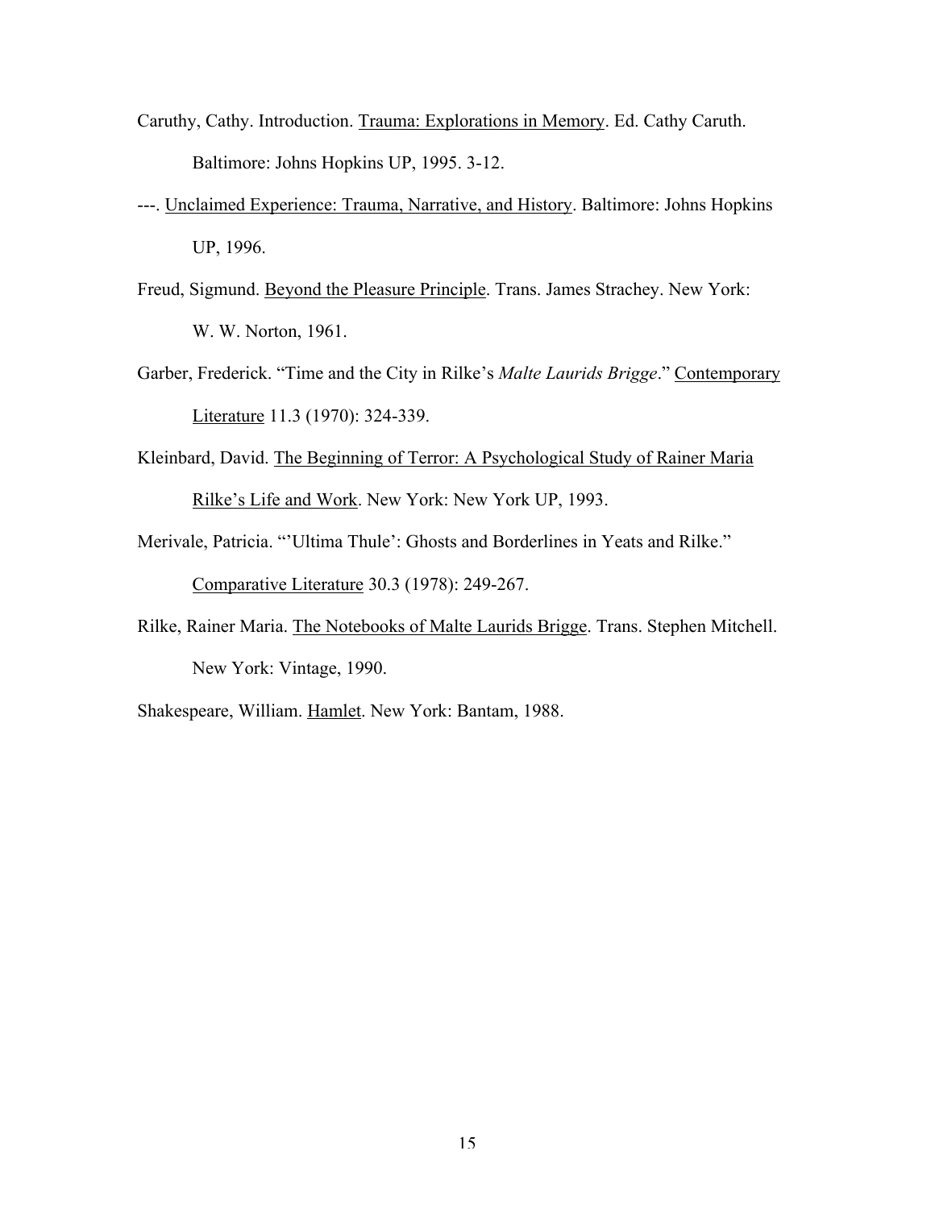Caruthy, Cathy. Introduction. Trauma: Explorations in Memory. Ed. Cathy Caruth. Baltimore: Johns Hopkins UP, 1995. 3-12.

---. Unclaimed Experience: Trauma, Narrative, and History. Baltimore: Johns Hopkins UP, 1996.

Freud, Sigmund. Beyond the Pleasure Principle. Trans. James Strachey. New York: W. W. Norton, 1961.

Garber, Frederick. "Time and the City in Rilke's *Malte Laurids Brigge*." Contemporary Literature 11.3 (1970): 324-339.

Kleinbard, David. The Beginning of Terror: A Psychological Study of Rainer Maria Rilke's Life and Work. New York: New York UP, 1993.

Merivale, Patricia. "'Ultima Thule': Ghosts and Borderlines in Yeats and Rilke." Comparative Literature 30.3 (1978): 249-267.

Rilke, Rainer Maria. The Notebooks of Malte Laurids Brigge. Trans. Stephen Mitchell. New York: Vintage, 1990.

Shakespeare, William. Hamlet. New York: Bantam, 1988.